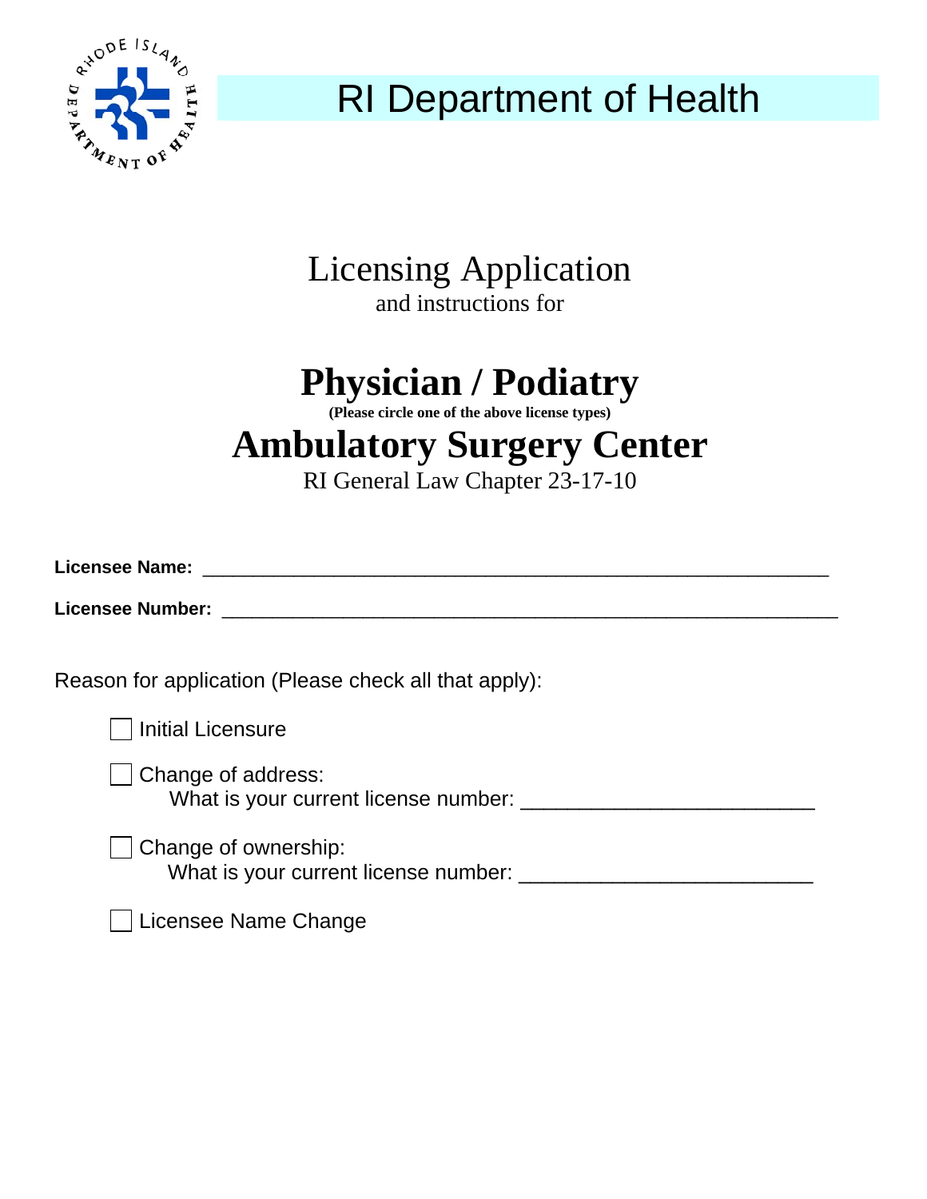# RI Department of Health

## Licensing Application

and instructions for

# Physician / Podiatry

**(Please circle one of the above license types)**

# Ambulatory Surgery Center

RI General Law Chapter 23-17-10

**Licensee Name:** ____________________________________________________________

**Licensee Number:** ___________________________________________________________

Reason for application (Please check all that apply):

- ☐ Initial Licensure
- ☐ Change of address:
  What is your current license number: _________________________
- ☐ Change of ownership:
  What is your current license number: _________________________
- ☐ Licensee Name Change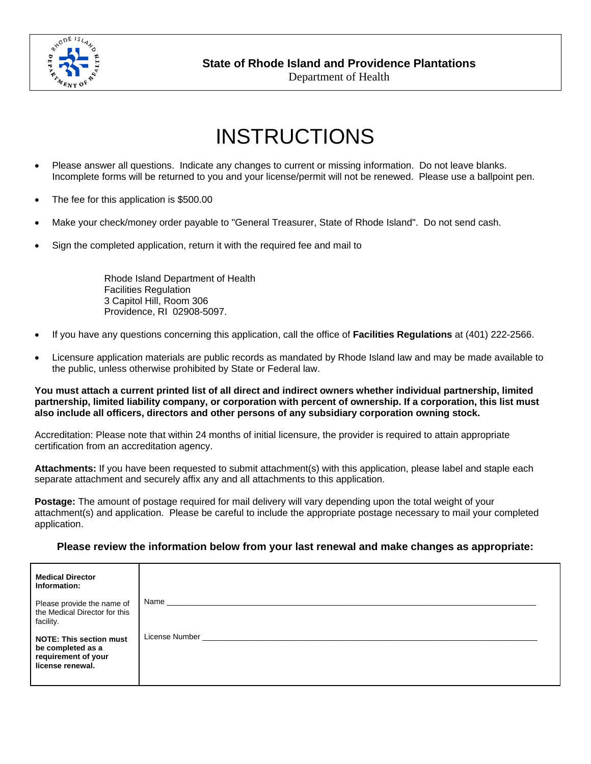**State of Rhode Island and Providence Plantations**
Department of Health

# INSTRUCTIONS

- Please answer all questions. Indicate any changes to current or missing information. Do not leave blanks. Incomplete forms will be returned to you and your license/permit will not be renewed. Please use a ballpoint pen.
- The fee for this application is $500.00
- Make your check/money order payable to "General Treasurer, State of Rhode Island". Do not send cash.
- Sign the completed application, return it with the required fee and mail to

    Rhode Island Department of Health
    Facilities Regulation
    3 Capitol Hill, Room 306
    Providence, RI 02908-5097.

- If you have any questions concerning this application, call the office of **Facilities Regulations** at (401) 222-2566.
- Licensure application materials are public records as mandated by Rhode Island law and may be made available to the public, unless otherwise prohibited by State or Federal law.

**You must attach a current printed list of all direct and indirect owners whether individual partnership, limited partnership, limited liability company, or corporation with percent of ownership. If a corporation, this list must also include all officers, directors and other persons of any subsidiary corporation owning stock.**

Accreditation: Please note that within 24 months of initial licensure, the provider is required to attain appropriate certification from an accreditation agency.

**Attachments:** If you have been requested to submit attachment(s) with this application, please label and staple each separate attachment and securely affix any and all attachments to this application.

**Postage:** The amount of postage required for mail delivery will vary depending upon the total weight of your attachment(s) and application. Please be careful to include the appropriate postage necessary to mail your completed application.

**Please review the information below from your last renewal and make changes as appropriate:**

| **Medical Director Information:**<br><br>Please provide the name of the Medical Director for this facility.<br><br>**NOTE: This section must be completed as a requirement of your license renewal.** | Name ______________________________<br><br>License Number ______________________________ |
|---|---|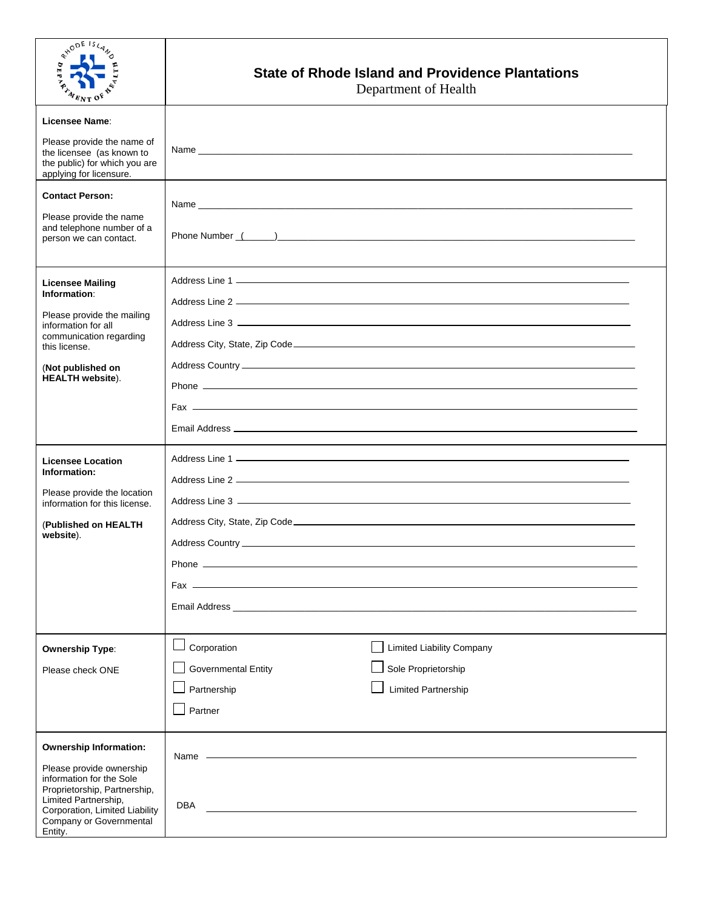# State of Rhode Island and Providence Plantations

Department of Health

| | |
|---|---|
| **Licensee Name**:<br><br>Please provide the name of the licensee (as known to the public) for which you are applying for licensure. | Name ______________________________ |
| **Contact Person:**<br><br>Please provide the name and telephone number of a person we can contact. | Name ______________________________<br><br>Phone Number (______)______________________________ |
| **Licensee Mailing Information**:<br><br>Please provide the mailing information for all communication regarding this license.<br><br>(**Not published on HEALTH website**). | Address Line 1 ______________________________<br><br>Address Line 2 ______________________________<br><br>Address Line 3 ______________________________<br><br>Address City, State, Zip Code ______________________________<br><br>Address Country ______________________________<br><br>Phone ______________________________<br><br>Fax ______________________________<br><br>Email Address ______________________________ |
| **Licensee Location Information:**<br><br>Please provide the location information for this license.<br><br>(**Published on HEALTH website**). | Address Line 1 ______________________________<br><br>Address Line 2 ______________________________<br><br>Address Line 3 ______________________________<br><br>Address City, State, Zip Code ______________________________<br><br>Address Country ______________________________<br><br>Phone ______________________________<br><br>Fax ______________________________<br><br>Email Address ______________________________ |
| **Ownership Type**:<br><br>Please check ONE | ☐ Corporation ☐ Limited Liability Company<br><br>☐ Governmental Entity ☐ Sole Proprietorship<br><br>☐ Partnership ☐ Limited Partnership<br><br>☐ Partner |
| **Ownership Information:**<br><br>Please provide ownership information for the Sole Proprietorship, Partnership, Limited Partnership, Corporation, Limited Liability Company or Governmental Entity. | Name ______________________________<br><br>DBA ______________________________ |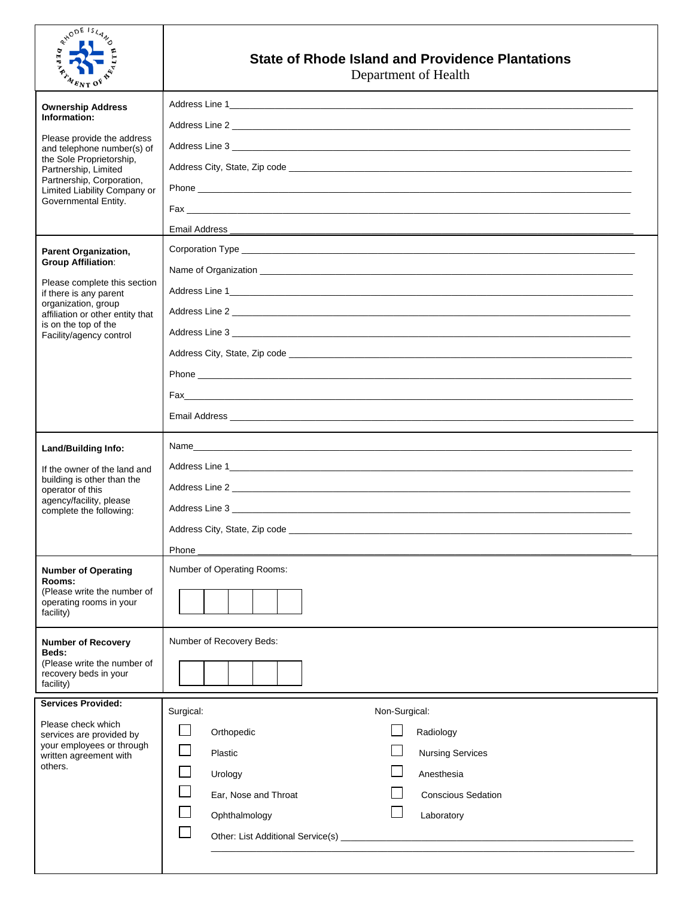# State of Rhode Island and Providence Plantations

Department of Health

| | |
|---|---|
| **Ownership Address Information:**<br><br>Please provide the address and telephone number(s) of the Sole Proprietorship, Partnership, Limited Partnership, Corporation, Limited Liability Company or Governmental Entity. | Address Line 1 \_\_\_\_\_\_\_\_\_\_\_\_\_\_\_\_<br>Address Line 2 \_\_\_\_\_\_\_\_\_\_\_\_\_\_\_\_<br>Address Line 3 \_\_\_\_\_\_\_\_\_\_\_\_\_\_\_\_<br>Address City, State, Zip code \_\_\_\_\_\_\_\_\_\_\_\_\_\_\_\_<br>Phone \_\_\_\_\_\_\_\_\_\_\_\_\_\_\_\_<br>Fax \_\_\_\_\_\_\_\_\_\_\_\_\_\_\_\_<br>Email Address \_\_\_\_\_\_\_\_\_\_\_\_\_\_\_\_ |
| **Parent Organization, Group Affiliation:**<br><br>Please complete this section if there is any parent organization, group affiliation or other entity that is on the top of the Facility/agency control | Corporation Type \_\_\_\_\_\_\_\_\_\_\_\_\_\_\_\_<br>Name of Organization \_\_\_\_\_\_\_\_\_\_\_\_\_\_\_\_<br>Address Line 1 \_\_\_\_\_\_\_\_\_\_\_\_\_\_\_\_<br>Address Line 2 \_\_\_\_\_\_\_\_\_\_\_\_\_\_\_\_<br>Address Line 3 \_\_\_\_\_\_\_\_\_\_\_\_\_\_\_\_<br>Address City, State, Zip code \_\_\_\_\_\_\_\_\_\_\_\_\_\_\_\_<br>Phone \_\_\_\_\_\_\_\_\_\_\_\_\_\_\_\_<br>Fax \_\_\_\_\_\_\_\_\_\_\_\_\_\_\_\_<br>Email Address \_\_\_\_\_\_\_\_\_\_\_\_\_\_\_\_ |
| **Land/Building Info:**<br><br>If the owner of the land and building is other than the operator of this agency/facility, please complete the following: | Name \_\_\_\_\_\_\_\_\_\_\_\_\_\_\_\_<br>Address Line 1 \_\_\_\_\_\_\_\_\_\_\_\_\_\_\_\_<br>Address Line 2 \_\_\_\_\_\_\_\_\_\_\_\_\_\_\_\_<br>Address Line 3 \_\_\_\_\_\_\_\_\_\_\_\_\_\_\_\_<br>Address City, State, Zip code \_\_\_\_\_\_\_\_\_\_\_\_\_\_\_\_<br>Phone \_\_\_\_\_\_\_\_\_\_\_\_\_\_\_\_ |
| **Number of Operating Rooms:**<br>(Please write the number of operating rooms in your facility) | Number of Operating Rooms:<br>☐☐☐☐☐ |
| **Number of Recovery Beds:**<br>(Please write the number of recovery beds in your facility) | Number of Recovery Beds:<br>☐☐☐☐☐ |
| **Services Provided:**<br><br>Please check which services are provided by your employees or through written agreement with others. | Surgical:<br>☐ Orthopedic<br>☐ Plastic<br>☐ Urology<br>☐ Ear, Nose and Throat<br>☐ Ophthalmology<br>☐ Other: List Additional Service(s) \_\_\_\_\_\_\_\_\_\_\_\_\_\_\_\_<br><br>Non-Surgical:<br>☐ Radiology<br>☐ Nursing Services<br>☐ Anesthesia<br>☐ Conscious Sedation<br>☐ Laboratory |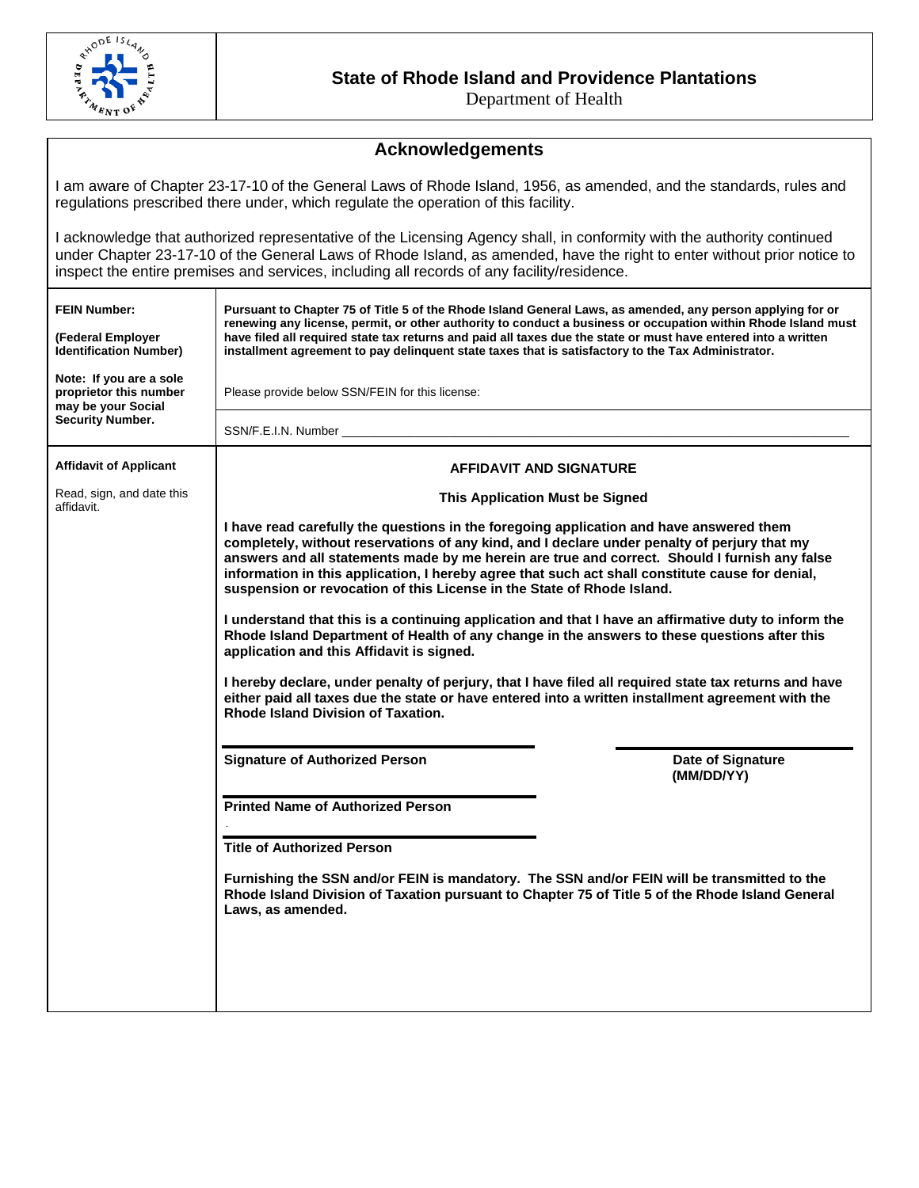**State of Rhode Island and Providence Plantations**
Department of Health

## Acknowledgements

I am aware of Chapter 23-17-10 of the General Laws of Rhode Island, 1956, as amended, and the standards, rules and regulations prescribed there under, which regulate the operation of this facility.

I acknowledge that authorized representative of the Licensing Agency shall, in conformity with the authority continued under Chapter 23-17-10 of the General Laws of Rhode Island, as amended, have the right to enter without prior notice to inspect the entire premises and services, including all records of any facility/residence.

| | |
|---|---|
| **FEIN Number:**<br><br>**(Federal Employer Identification Number)**<br><br>**Note: If you are a sole proprietor this number may be your Social Security Number.** | **Pursuant to Chapter 75 of Title 5 of the Rhode Island General Laws, as amended, any person applying for or renewing any license, permit, or other authority to conduct a business or occupation within Rhode Island must have filed all required state tax returns and paid all taxes due the state or must have entered into a written installment agreement to pay delinquent state taxes that is satisfactory to the Tax Administrator.**<br><br>Please provide below SSN/FEIN for this license:<br><br>SSN/F.E.I.N. Number ______________________________ |
| **Affidavit of Applicant**<br><br>Read, sign, and date this affidavit. | **AFFIDAVIT AND SIGNATURE**<br><br>**This Application Must be Signed**<br><br>**I have read carefully the questions in the foregoing application and have answered them completely, without reservations of any kind, and I declare under penalty of perjury that my answers and all statements made by me herein are true and correct. Should I furnish any false information in this application, I hereby agree that such act shall constitute cause for denial, suspension or revocation of this License in the State of Rhode Island.**<br><br>**I understand that this is a continuing application and that I have an affirmative duty to inform the Rhode Island Department of Health of any change in the answers to these questions after this application and this Affidavit is signed.**<br><br>**I hereby declare, under penalty of perjury, that I have filed all required state tax returns and have either paid all taxes due the state or have entered into a written installment agreement with the Rhode Island Division of Taxation.**<br><br>______________________________ ______________________________<br>**Signature of Authorized Person** **Date of Signature (MM/DD/YY)**<br><br>______________________________<br>**Printed Name of Authorized Person**<br><br>______________________________<br>**Title of Authorized Person**<br><br>**Furnishing the SSN and/or FEIN is mandatory. The SSN and/or FEIN will be transmitted to the Rhode Island Division of Taxation pursuant to Chapter 75 of Title 5 of the Rhode Island General Laws, as amended.** |